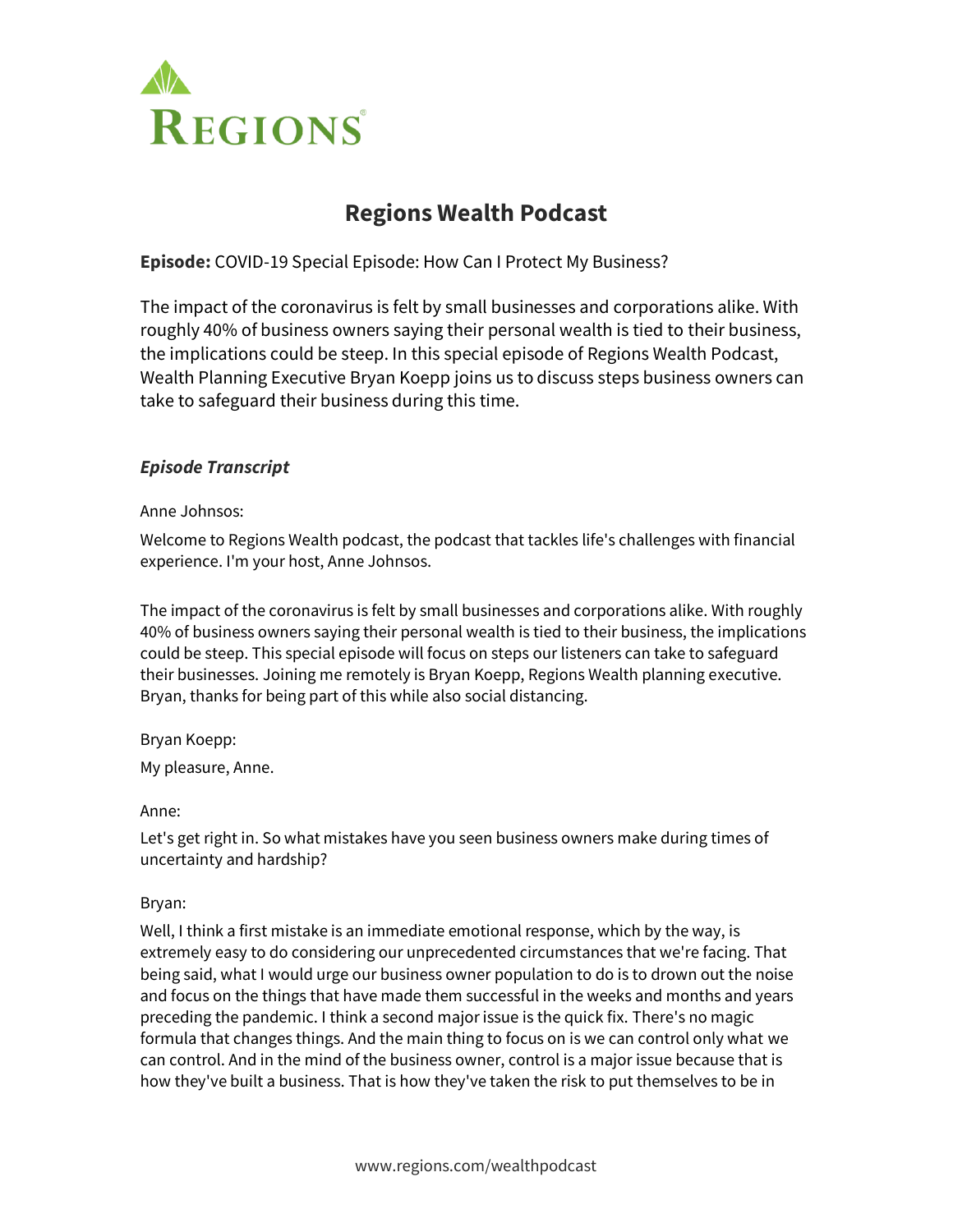# Regions Wealth Podcast

**Episode:** COVID-19 Special Episode: How Can I Protect My Business?

The impact of the coronavirus is felt by small businesses and corporations alike. With roughly 40% of business owners saying their personal wealth is tied to their business, the implications could be steep. In this special episode of Regions Wealth Podcast, Wealth Planning Executive Bryan Koepp joins us to discuss steps business owners can take to safeguard their business during this time.

### *Episode Transcript*

Anne Johnsos:

Welcome to Regions Wealth podcast, the podcast that tackles life's challenges with financial experience. I'm your host, Anne Johnsos.

The impact of the coronavirus is felt by small businesses and corporations alike. With roughly 40% of business owners saying their personal wealth is tied to their business, the implications could be steep. This special episode will focus on steps our listeners can take to safeguard their businesses. Joining me remotely is Bryan Koepp, Regions Wealth planning executive. Bryan, thanks for being part of this while also social distancing.

Bryan Koepp:

My pleasure, Anne.

Anne:

Let's get right in. So what mistakes have you seen business owners make during times of uncertainty and hardship?

Bryan:

Well, I think a first mistake is an immediate emotional response, which by the way, is extremely easy to do considering our unprecedented circumstances that we're facing. That being said, what I would urge our business owner population to do is to drown out the noise and focus on the things that have made them successful in the weeks and months and years preceding the pandemic. I think a second major issue is the quick fix. There's no magic formula that changes things. And the main thing to focus on is we can control only what we can control. And in the mind of the business owner, control is a major issue because that is how they've built a business. That is how they've taken the risk to put themselves to be in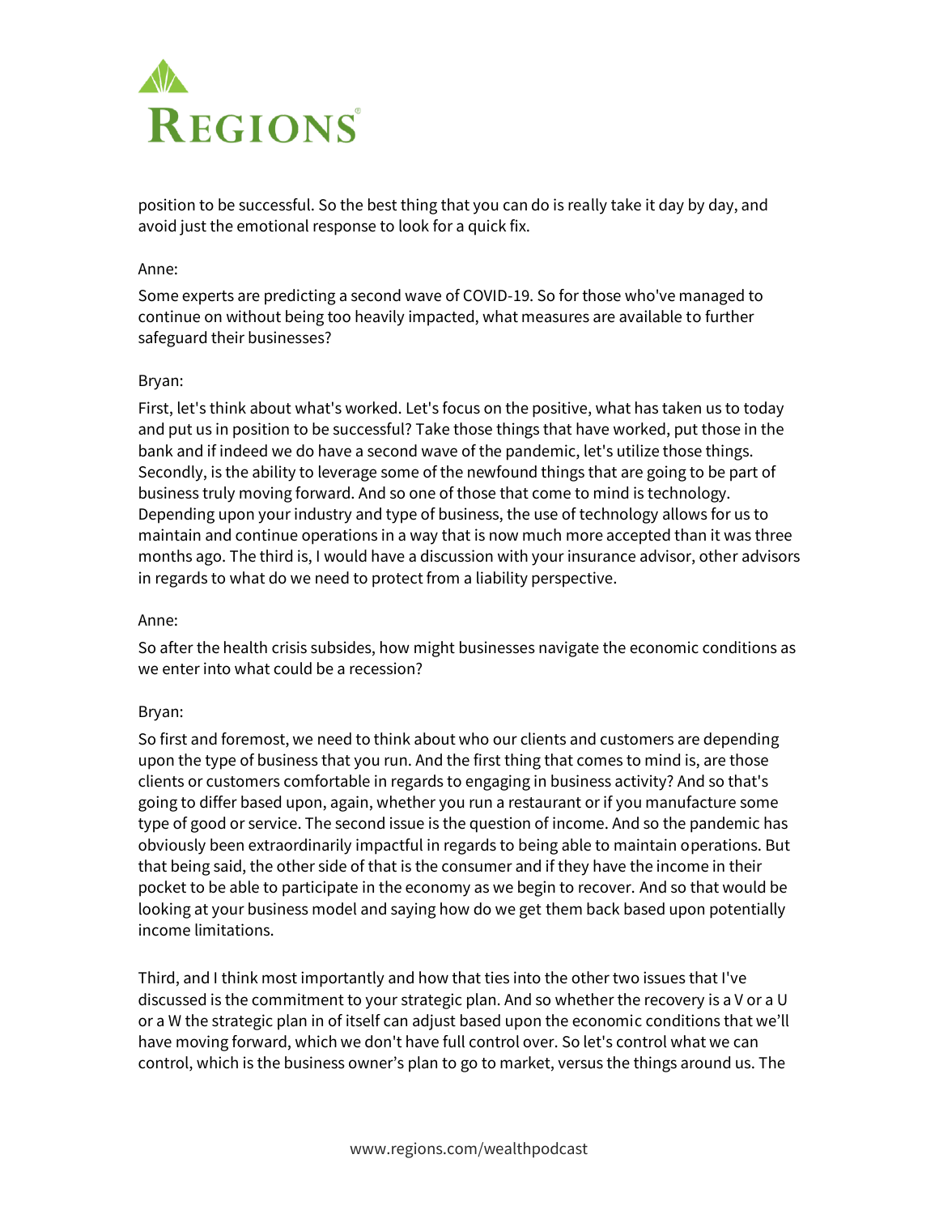position to be successful. So the best thing that you can do is really take it day by day, and avoid just the emotional response to look for a quick fix.

Anne:

Some experts are predicting a second wave of COVID-19. So for those who've managed to continue on without being too heavily impacted, what measures are available to further safeguard their businesses?

Bryan:

First, let's think about what's worked. Let's focus on the positive, what has taken us to today and put us in position to be successful? Take those things that have worked, put those in the bank and if indeed we do have a second wave of the pandemic, let's utilize those things. Secondly, is the ability to leverage some of the newfound things that are going to be part of business truly moving forward. And so one of those that come to mind is technology. Depending upon your industry and type of business, the use of technology allows for us to maintain and continue operations in a way that is now much more accepted than it was three months ago. The third is, I would have a discussion with your insurance advisor, other advisors in regards to what do we need to protect from a liability perspective.

Anne:

So after the health crisis subsides, how might businesses navigate the economic conditions as we enter into what could be a recession?

Bryan:

So first and foremost, we need to think about who our clients and customers are depending upon the type of business that you run. And the first thing that comes to mind is, are those clients or customers comfortable in regards to engaging in business activity? And so that's going to differ based upon, again, whether you run a restaurant or if you manufacture some type of good or service. The second issue is the question of income. And so the pandemic has obviously been extraordinarily impactful in regards to being able to maintain operations. But that being said, the other side of that is the consumer and if they have the income in their pocket to be able to participate in the economy as we begin to recover. And so that would be looking at your business model and saying how do we get them back based upon potentially income limitations.

Third, and I think most importantly and how that ties into the other two issues that I've discussed is the commitment to your strategic plan. And so whether the recovery is a V or a U or a W the strategic plan in of itself can adjust based upon the economic conditions that we'll have moving forward, which we don't have full control over. So let's control what we can control, which is the business owner's plan to go to market, versus the things around us. The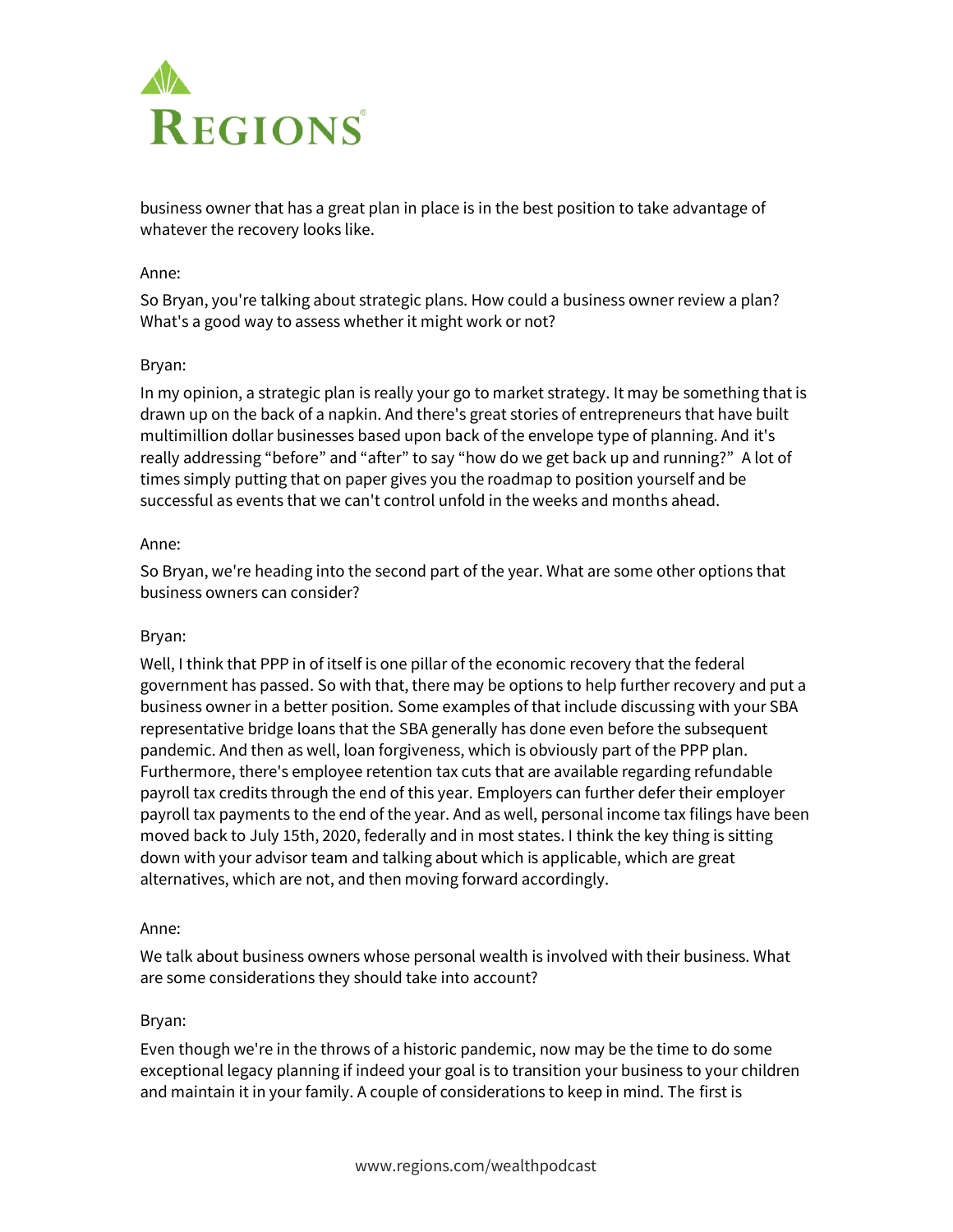business owner that has a great plan in place is in the best position to take advantage of whatever the recovery looks like.

Anne:

So Bryan, you're talking about strategic plans. How could a business owner review a plan? What's a good way to assess whether it might work or not?

Bryan:

In my opinion, a strategic plan is really your go to market strategy. It may be something that is drawn up on the back of a napkin. And there's great stories of entrepreneurs that have built multimillion dollar businesses based upon back of the envelope type of planning. And it's really addressing "before" and "after" to say "how do we get back up and running?" A lot of times simply putting that on paper gives you the roadmap to position yourself and be successful as events that we can't control unfold in the weeks and months ahead.

Anne:

So Bryan, we're heading into the second part of the year. What are some other options that business owners can consider?

Bryan:

Well, I think that PPP in of itself is one pillar of the economic recovery that the federal government has passed. So with that, there may be options to help further recovery and put a business owner in a better position. Some examples of that include discussing with your SBA representative bridge loans that the SBA generally has done even before the subsequent pandemic. And then as well, loan forgiveness, which is obviously part of the PPP plan. Furthermore, there's employee retention tax cuts that are available regarding refundable payroll tax credits through the end of this year. Employers can further defer their employer payroll tax payments to the end of the year. And as well, personal income tax filings have been moved back to July 15th, 2020, federally and in most states. I think the key thing is sitting down with your advisor team and talking about which is applicable, which are great alternatives, which are not, and then moving forward accordingly.

Anne:

We talk about business owners whose personal wealth is involved with their business. What are some considerations they should take into account?

Bryan:

Even though we're in the throws of a historic pandemic, now may be the time to do some exceptional legacy planning if indeed your goal is to transition your business to your children and maintain it in your family. A couple of considerations to keep in mind. The first is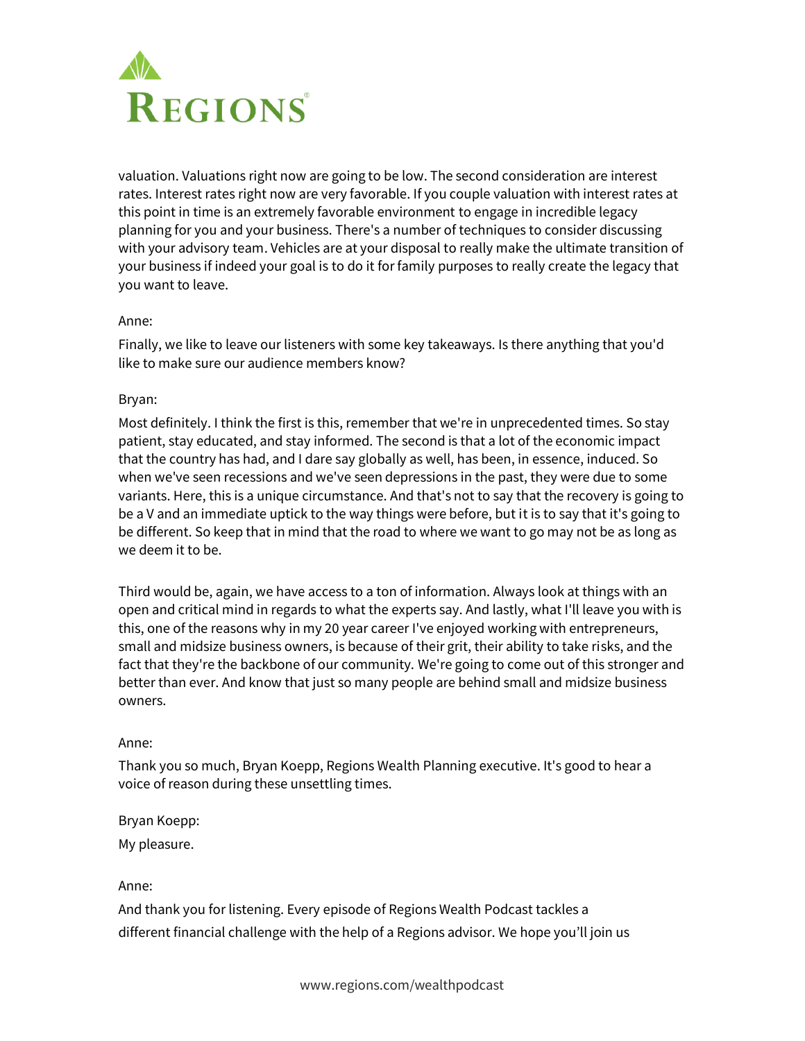valuation. Valuations right now are going to be low. The second consideration are interest rates. Interest rates right now are very favorable. If you couple valuation with interest rates at this point in time is an extremely favorable environment to engage in incredible legacy planning for you and your business. There's a number of techniques to consider discussing with your advisory team. Vehicles are at your disposal to really make the ultimate transition of your business if indeed your goal is to do it for family purposes to really create the legacy that you want to leave.

Anne:

Finally, we like to leave our listeners with some key takeaways. Is there anything that you'd like to make sure our audience members know?

Bryan:

Most definitely. I think the first is this, remember that we're in unprecedented times. So stay patient, stay educated, and stay informed. The second is that a lot of the economic impact that the country has had, and I dare say globally as well, has been, in essence, induced. So when we've seen recessions and we've seen depressions in the past, they were due to some variants. Here, this is a unique circumstance. And that's not to say that the recovery is going to be a V and an immediate uptick to the way things were before, but it is to say that it's going to be different. So keep that in mind that the road to where we want to go may not be as long as we deem it to be.

Third would be, again, we have access to a ton of information. Always look at things with an open and critical mind in regards to what the experts say. And lastly, what I'll leave you with is this, one of the reasons why in my 20 year career I've enjoyed working with entrepreneurs, small and midsize business owners, is because of their grit, their ability to take risks, and the fact that they're the backbone of our community. We're going to come out of this stronger and better than ever. And know that just so many people are behind small and midsize business owners.

Anne:

Thank you so much, Bryan Koepp, Regions Wealth Planning executive. It's good to hear a voice of reason during these unsettling times.

Bryan Koepp:

My pleasure.

Anne:

And thank you for listening. Every episode of Regions Wealth Podcast tackles a different financial challenge with the help of a Regions advisor. We hope you'll join us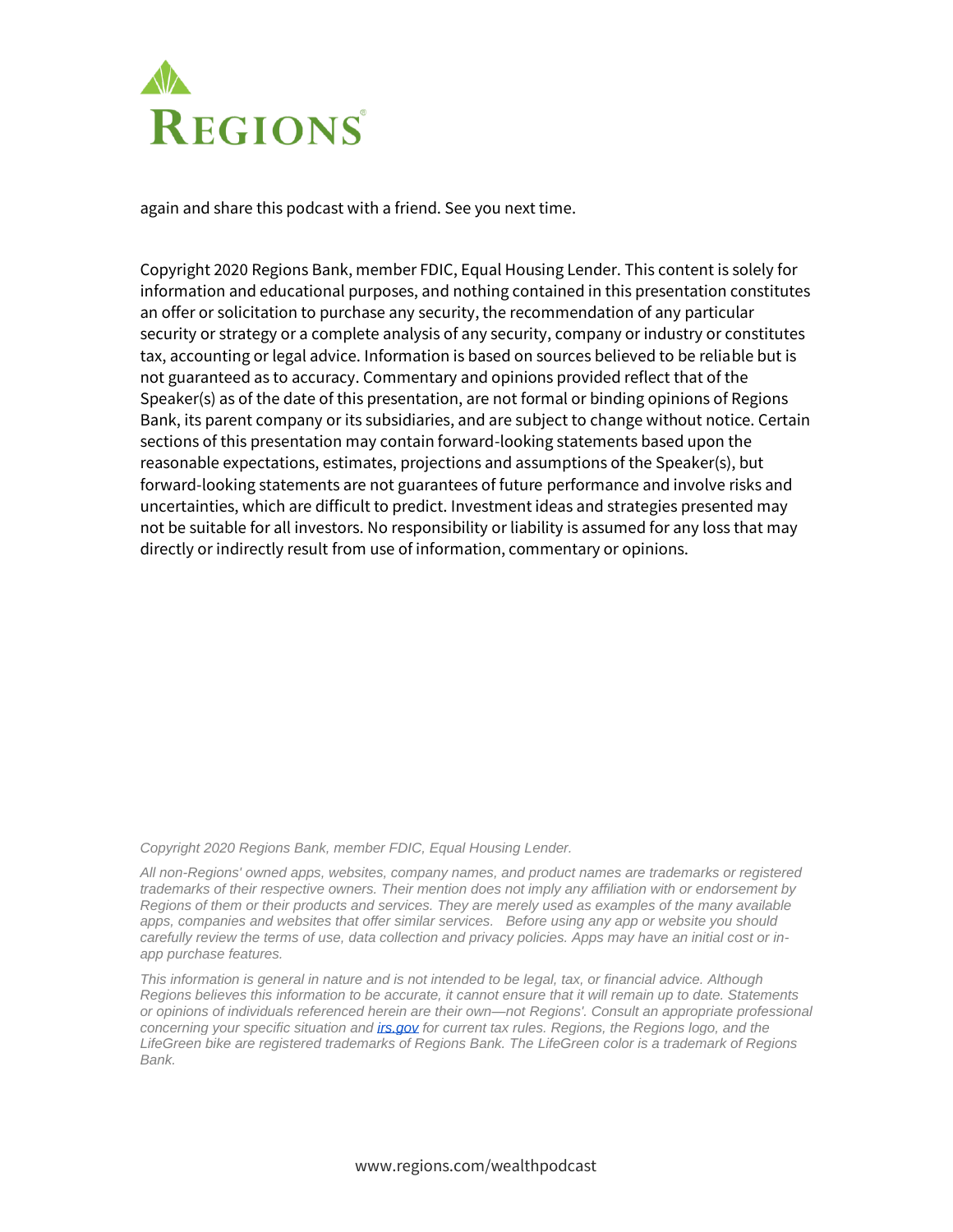again and share this podcast with a friend. See you next time.

Copyright 2020 Regions Bank, member FDIC, Equal Housing Lender. This content is solely for information and educational purposes, and nothing contained in this presentation constitutes an offer or solicitation to purchase any security, the recommendation of any particular security or strategy or a complete analysis of any security, company or industry or constitutes tax, accounting or legal advice. Information is based on sources believed to be reliable but is not guaranteed as to accuracy. Commentary and opinions provided reflect that of the Speaker(s) as of the date of this presentation, are not formal or binding opinions of Regions Bank, its parent company or its subsidiaries, and are subject to change without notice. Certain sections of this presentation may contain forward-looking statements based upon the reasonable expectations, estimates, projections and assumptions of the Speaker(s), but forward-looking statements are not guarantees of future performance and involve risks and uncertainties, which are difficult to predict. Investment ideas and strategies presented may not be suitable for all investors. No responsibility or liability is assumed for any loss that may directly or indirectly result from use of information, commentary or opinions.

*Copyright 2020 Regions Bank, member FDIC, Equal Housing Lender.*

*All non-Regions' owned apps, websites, company names, and product names are trademarks or registered trademarks of their respective owners. Their mention does not imply any affiliation with or endorsement by Regions of them or their products and services. They are merely used as examples of the many available apps, companies and websites that offer similar services. Before using any app or website you should carefully review the terms of use, data collection and privacy policies. Apps may have an initial cost or in-app purchase features.*

*This information is general in nature and is not intended to be legal, tax, or financial advice. Although Regions believes this information to be accurate, it cannot ensure that it will remain up to date. Statements or opinions of individuals referenced herein are their own—not Regions'. Consult an appropriate professional concerning your specific situation and [irs.gov](https://www.irs.gov) for current tax rules. Regions, the Regions logo, and the LifeGreen bike are registered trademarks of Regions Bank. The LifeGreen color is a trademark of Regions Bank.*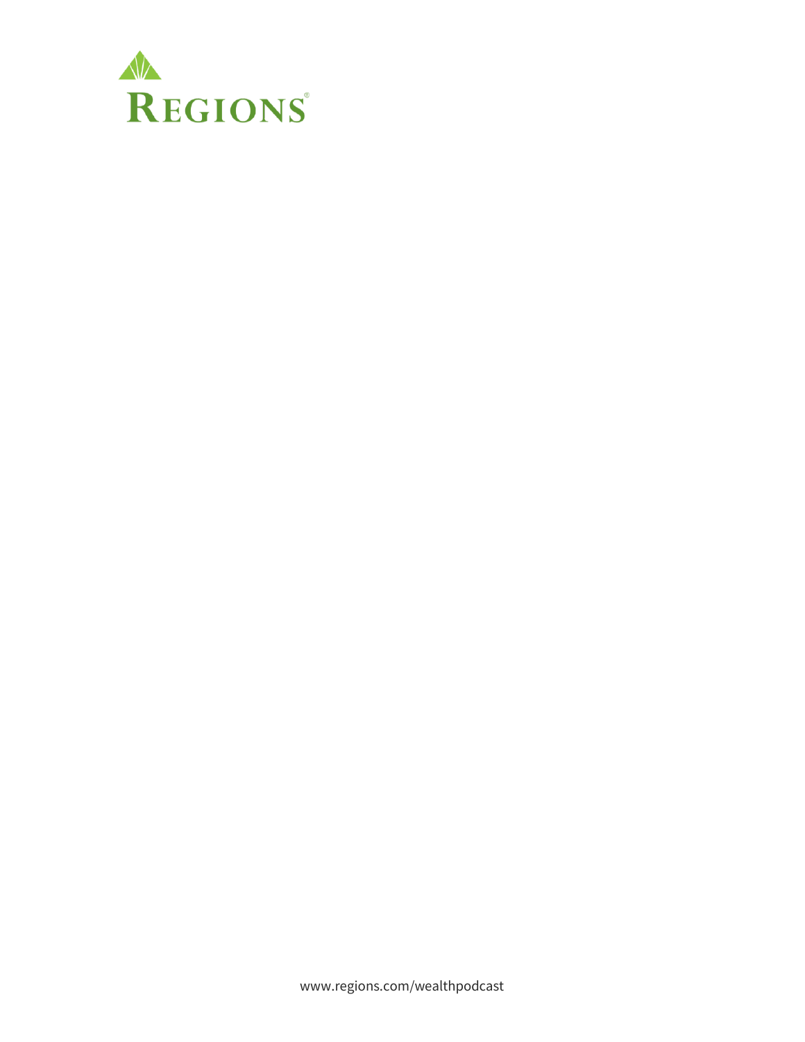REGIONS®

www.regions.com/wealthpodcast